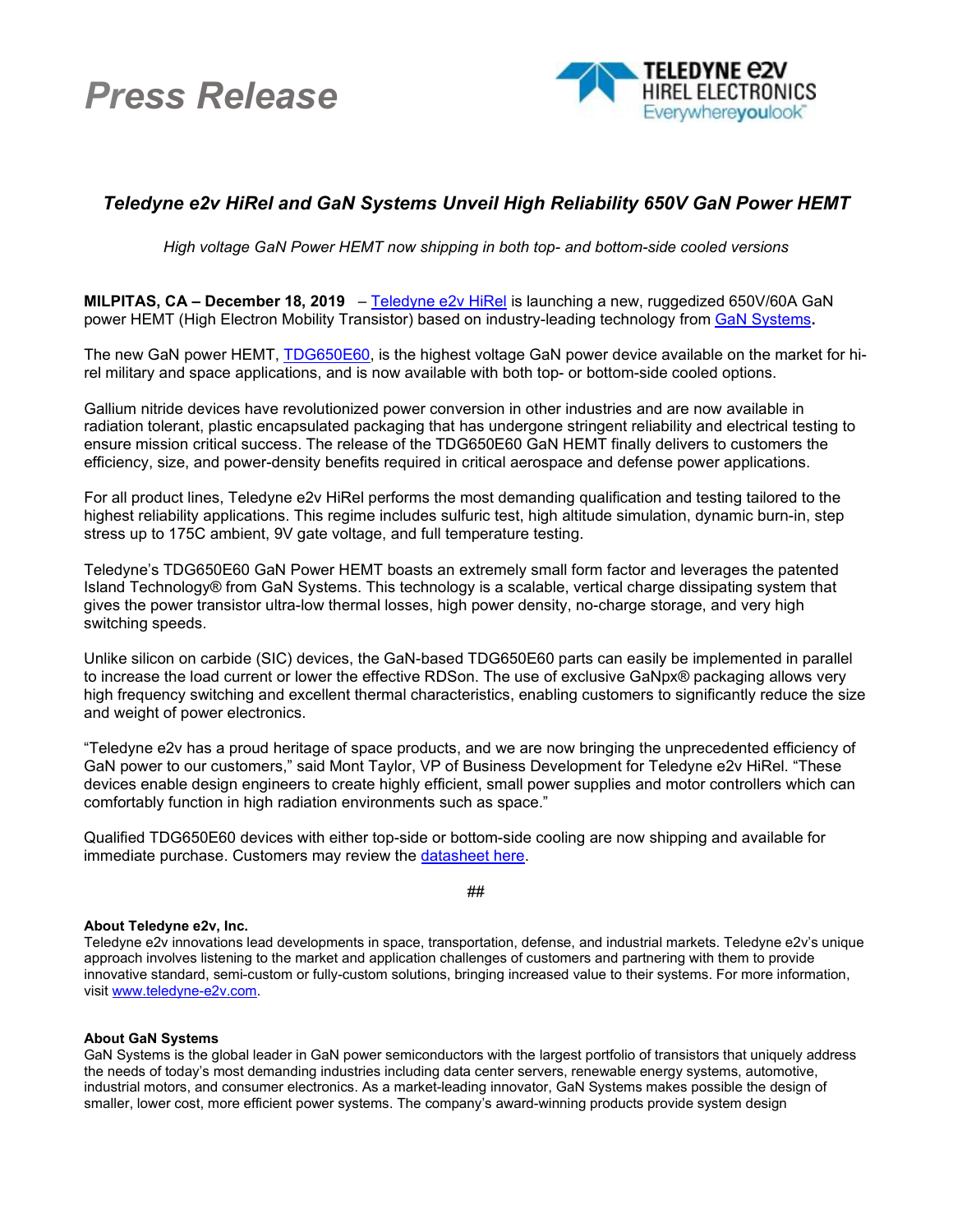# *Press Release*

TELEDYNE e2v
HIREL ELECTRONICS
Everywhereyoulook™

## *Teledyne e2v HiRel and GaN Systems Unveil High Reliability 650V GaN Power HEMT*

*High voltage GaN Power HEMT now shipping in both top- and bottom-side cooled versions*

**MILPITAS, CA – December 18, 2019** – Teledyne e2v HiRel is launching a new, ruggedized 650V/60A GaN power HEMT (High Electron Mobility Transistor) based on industry-leading technology from GaN Systems**.**

The new GaN power HEMT, TDG650E60, is the highest voltage GaN power device available on the market for hi-rel military and space applications, and is now available with both top- or bottom-side cooled options.

Gallium nitride devices have revolutionized power conversion in other industries and are now available in radiation tolerant, plastic encapsulated packaging that has undergone stringent reliability and electrical testing to ensure mission critical success. The release of the TDG650E60 GaN HEMT finally delivers to customers the efficiency, size, and power-density benefits required in critical aerospace and defense power applications.

For all product lines, Teledyne e2v HiRel performs the most demanding qualification and testing tailored to the highest reliability applications. This regime includes sulfuric test, high altitude simulation, dynamic burn-in, step stress up to 175C ambient, 9V gate voltage, and full temperature testing.

Teledyne's TDG650E60 GaN Power HEMT boasts an extremely small form factor and leverages the patented Island Technology® from GaN Systems. This technology is a scalable, vertical charge dissipating system that gives the power transistor ultra-low thermal losses, high power density, no-charge storage, and very high switching speeds.

Unlike silicon on carbide (SIC) devices, the GaN-based TDG650E60 parts can easily be implemented in parallel to increase the load current or lower the effective RDSon. The use of exclusive GaNpx® packaging allows very high frequency switching and excellent thermal characteristics, enabling customers to significantly reduce the size and weight of power electronics.

"Teledyne e2v has a proud heritage of space products, and we are now bringing the unprecedented efficiency of GaN power to our customers," said Mont Taylor, VP of Business Development for Teledyne e2v HiRel. "These devices enable design engineers to create highly efficient, small power supplies and motor controllers which can comfortably function in high radiation environments such as space."

Qualified TDG650E60 devices with either top-side or bottom-side cooling are now shipping and available for immediate purchase. Customers may review the datasheet here.

##

**About Teledyne e2v, Inc.**
Teledyne e2v innovations lead developments in space, transportation, defense, and industrial markets. Teledyne e2v's unique approach involves listening to the market and application challenges of customers and partnering with them to provide innovative standard, semi-custom or fully-custom solutions, bringing increased value to their systems. For more information, visit www.teledyne-e2v.com.

**About GaN Systems**
GaN Systems is the global leader in GaN power semiconductors with the largest portfolio of transistors that uniquely address the needs of today's most demanding industries including data center servers, renewable energy systems, automotive, industrial motors, and consumer electronics. As a market-leading innovator, GaN Systems makes possible the design of smaller, lower cost, more efficient power systems. The company's award-winning products provide system design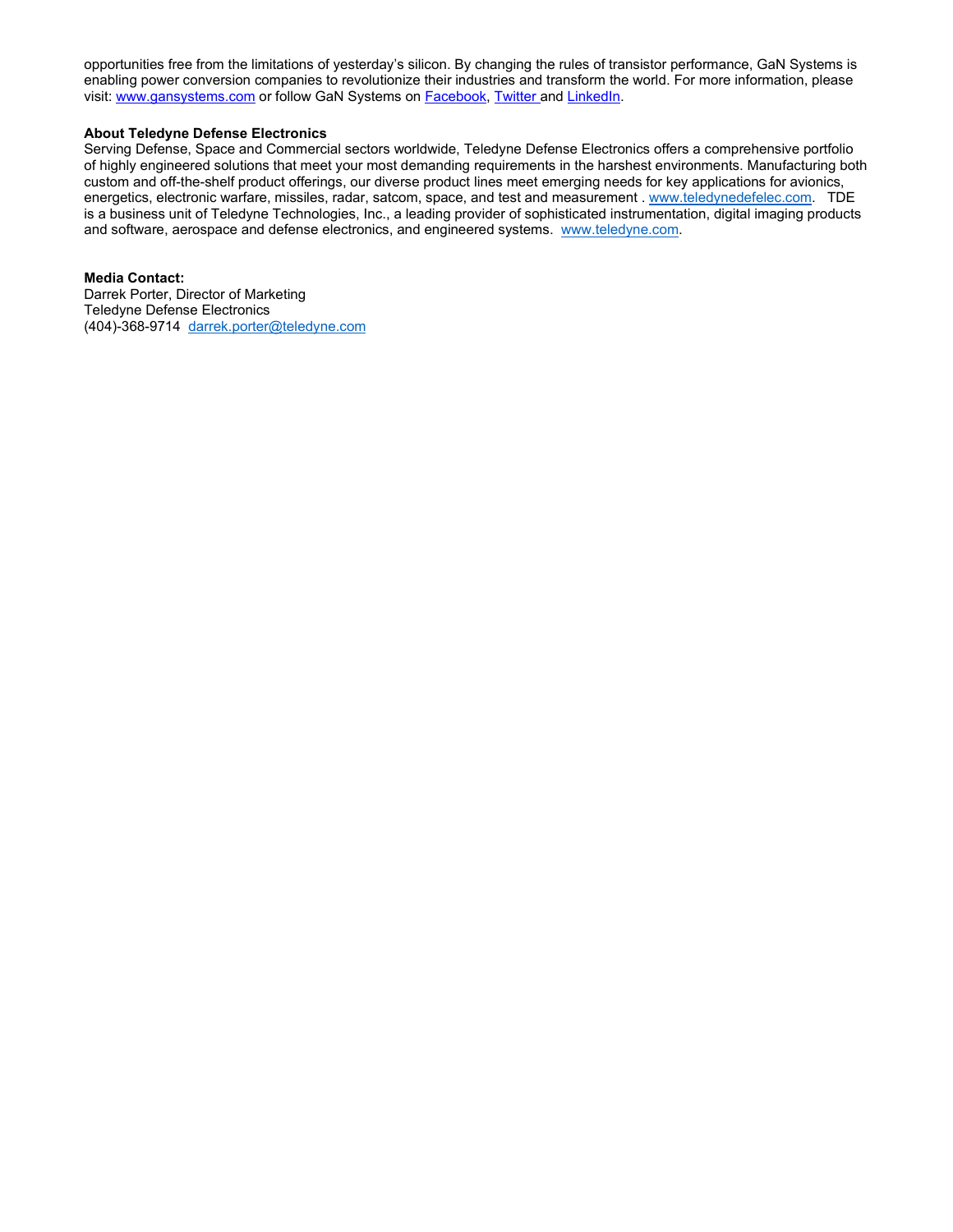opportunities free from the limitations of yesterday's silicon. By changing the rules of transistor performance, GaN Systems is enabling power conversion companies to revolutionize their industries and transform the world. For more information, please visit: www.gansystems.com or follow GaN Systems on Facebook, Twitter and LinkedIn.

**About Teledyne Defense Electronics**
Serving Defense, Space and Commercial sectors worldwide, Teledyne Defense Electronics offers a comprehensive portfolio of highly engineered solutions that meet your most demanding requirements in the harshest environments. Manufacturing both custom and off-the-shelf product offerings, our diverse product lines meet emerging needs for key applications for avionics, energetics, electronic warfare, missiles, radar, satcom, space, and test and measurement . www.teledynedefelec.com. TDE is a business unit of Teledyne Technologies, Inc., a leading provider of sophisticated instrumentation, digital imaging products and software, aerospace and defense electronics, and engineered systems. www.teledyne.com.

**Media Contact:**
Darrek Porter, Director of Marketing
Teledyne Defense Electronics
(404)-368-9714 darrek.porter@teledyne.com